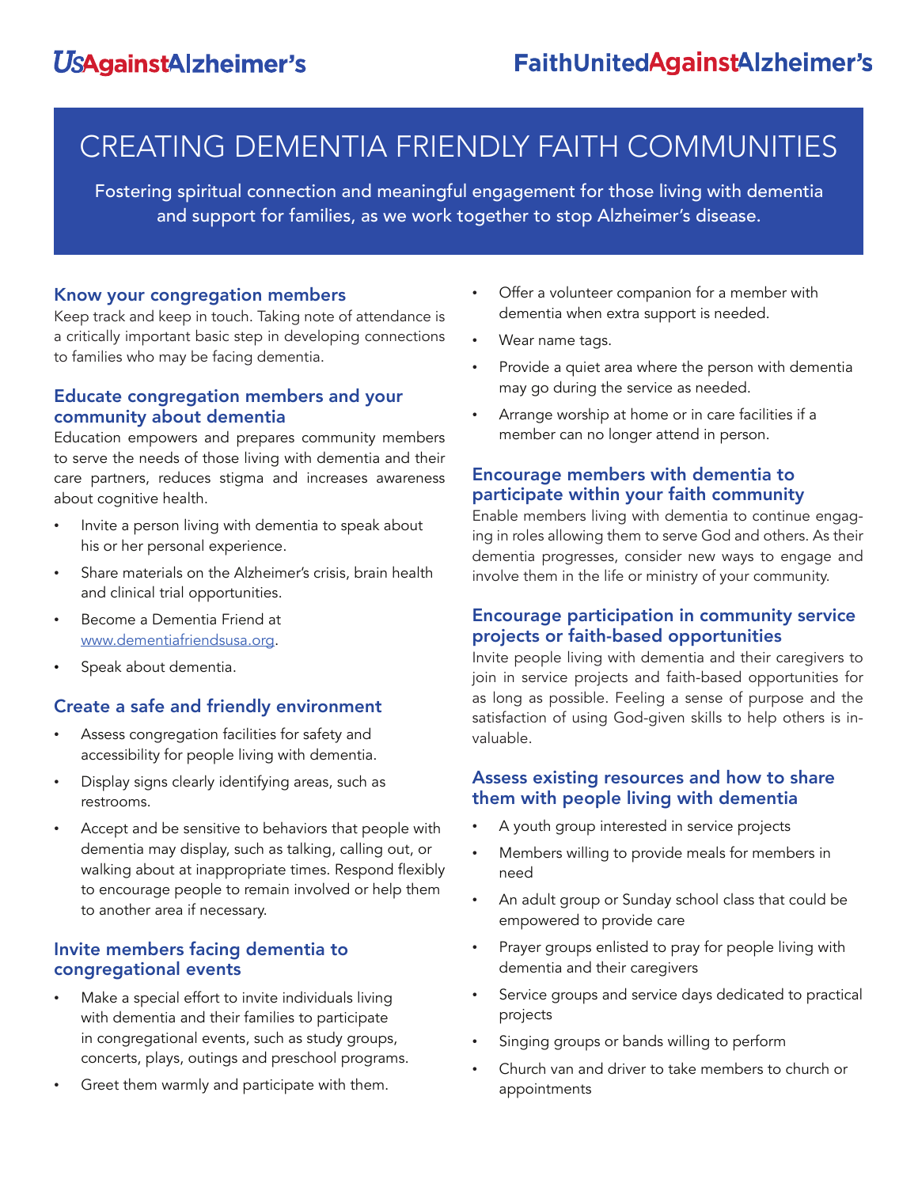UsAgainstAlzheimer's

FaithUnitedAgainstAlzheimer's

# CREATING DEMENTIA FRIENDLY FAITH COMMUNITIES

Fostering spiritual connection and meaningful engagement for those living with dementia and support for families, as we work together to stop Alzheimer's disease.

## Know your congregation members

Keep track and keep in touch. Taking note of attendance is a critically important basic step in developing connections to families who may be facing dementia.

## Educate congregation members and your community about dementia

Education empowers and prepares community members to serve the needs of those living with dementia and their care partners, reduces stigma and increases awareness about cognitive health.

- Invite a person living with dementia to speak about his or her personal experience.
- Share materials on the Alzheimer's crisis, brain health and clinical trial opportunities.
- Become a Dementia Friend at www.dementiafriendsusa.org.
- Speak about dementia.

## Create a safe and friendly environment

- Assess congregation facilities for safety and accessibility for people living with dementia.
- Display signs clearly identifying areas, such as restrooms.
- Accept and be sensitive to behaviors that people with dementia may display, such as talking, calling out, or walking about at inappropriate times. Respond flexibly to encourage people to remain involved or help them to another area if necessary.

## Invite members facing dementia to congregational events

- Make a special effort to invite individuals living with dementia and their families to participate in congregational events, such as study groups, concerts, plays, outings and preschool programs.
- Greet them warmly and participate with them.
- Offer a volunteer companion for a member with dementia when extra support is needed.
- Wear name tags.
- Provide a quiet area where the person with dementia may go during the service as needed.
- Arrange worship at home or in care facilities if a member can no longer attend in person.

## Encourage members with dementia to participate within your faith community

Enable members living with dementia to continue engaging in roles allowing them to serve God and others. As their dementia progresses, consider new ways to engage and involve them in the life or ministry of your community.

## Encourage participation in community service projects or faith-based opportunities

Invite people living with dementia and their caregivers to join in service projects and faith-based opportunities for as long as possible. Feeling a sense of purpose and the satisfaction of using God-given skills to help others is invaluable.

## Assess existing resources and how to share them with people living with dementia

- A youth group interested in service projects
- Members willing to provide meals for members in need
- An adult group or Sunday school class that could be empowered to provide care
- Prayer groups enlisted to pray for people living with dementia and their caregivers
- Service groups and service days dedicated to practical projects
- Singing groups or bands willing to perform
- Church van and driver to take members to church or appointments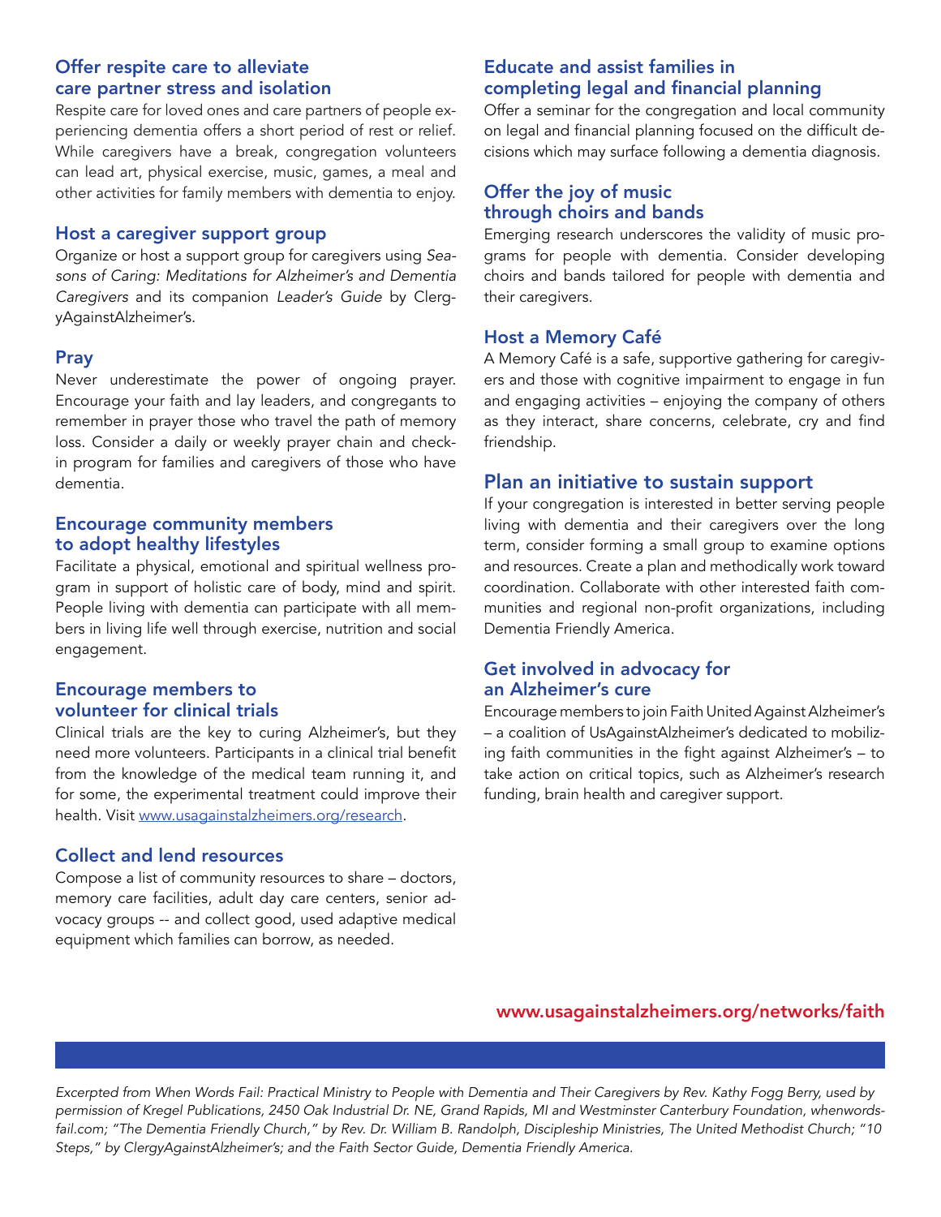### Offer respite care to alleviate care partner stress and isolation

Respite care for loved ones and care partners of people experiencing dementia offers a short period of rest or relief. While caregivers have a break, congregation volunteers can lead art, physical exercise, music, games, a meal and other activities for family members with dementia to enjoy.

### Host a caregiver support group

Organize or host a support group for caregivers using *Seasons of Caring: Meditations for Alzheimer's and Dementia Caregivers* and its companion *Leader's Guide* by ClergyAgainstAlzheimer's.

### Pray

Never underestimate the power of ongoing prayer. Encourage your faith and lay leaders, and congregants to remember in prayer those who travel the path of memory loss. Consider a daily or weekly prayer chain and check-in program for families and caregivers of those who have dementia.

### Encourage community members to adopt healthy lifestyles

Facilitate a physical, emotional and spiritual wellness program in support of holistic care of body, mind and spirit. People living with dementia can participate with all members in living life well through exercise, nutrition and social engagement.

### Encourage members to volunteer for clinical trials

Clinical trials are the key to curing Alzheimer's, but they need more volunteers. Participants in a clinical trial benefit from the knowledge of the medical team running it, and for some, the experimental treatment could improve their health. Visit www.usagainstalzheimers.org/research.

### Collect and lend resources

Compose a list of community resources to share – doctors, memory care facilities, adult day care centers, senior advocacy groups -- and collect good, used adaptive medical equipment which families can borrow, as needed.

### Educate and assist families in completing legal and financial planning

Offer a seminar for the congregation and local community on legal and financial planning focused on the difficult decisions which may surface following a dementia diagnosis.

### Offer the joy of music through choirs and bands

Emerging research underscores the validity of music programs for people with dementia. Consider developing choirs and bands tailored for people with dementia and their caregivers.

### Host a Memory Café

A Memory Café is a safe, supportive gathering for caregivers and those with cognitive impairment to engage in fun and engaging activities – enjoying the company of others as they interact, share concerns, celebrate, cry and find friendship.

### Plan an initiative to sustain support

If your congregation is interested in better serving people living with dementia and their caregivers over the long term, consider forming a small group to examine options and resources. Create a plan and methodically work toward coordination. Collaborate with other interested faith communities and regional non-profit organizations, including Dementia Friendly America.

### Get involved in advocacy for an Alzheimer's cure

Encourage members to join Faith United Against Alzheimer's – a coalition of UsAgainstAlzheimer's dedicated to mobilizing faith communities in the fight against Alzheimer's – to take action on critical topics, such as Alzheimer's research funding, brain health and caregiver support.

**www.usagainstalzheimers.org/networks/faith**

*Excerpted from When Words Fail: Practical Ministry to People with Dementia and Their Caregivers by Rev. Kathy Fogg Berry, used by permission of Kregel Publications, 2450 Oak Industrial Dr. NE, Grand Rapids, MI and Westminster Canterbury Foundation, whenwordsfail.com; "The Dementia Friendly Church," by Rev. Dr. William B. Randolph, Discipleship Ministries, The United Methodist Church; "10 Steps," by ClergyAgainstAlzheimer's; and the Faith Sector Guide, Dementia Friendly America.*